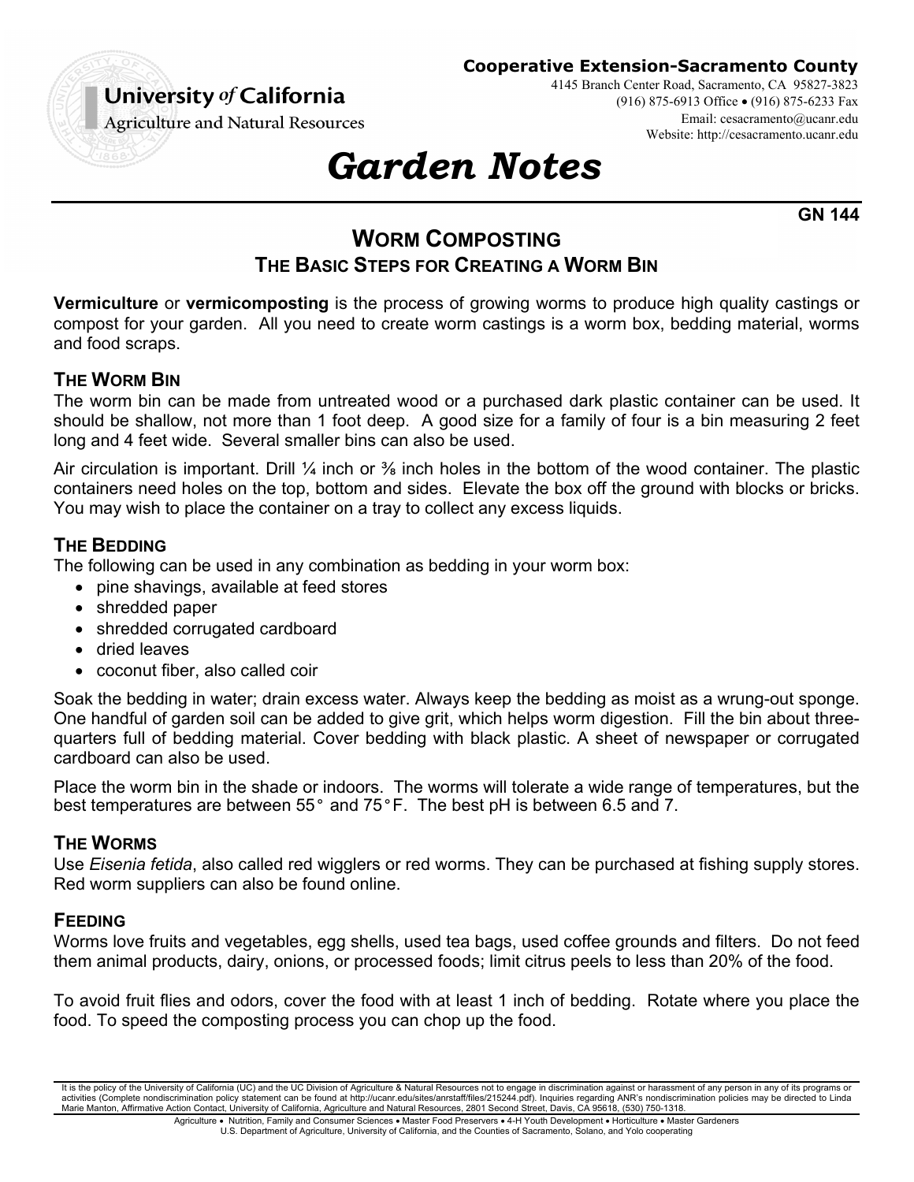University *of* California
Agriculture and Natural Resources

**Cooperative Extension-Sacramento County**
4145 Branch Center Road, Sacramento, CA 95827-3823
(916) 875-6913 Office • (916) 875-6233 Fax
Email: cesacramento@ucanr.edu
Website: http://cesacramento.ucanr.edu

# *Garden Notes*

**GN 144**

## WORM COMPOSTING
### THE BASIC STEPS FOR CREATING A WORM BIN

**Vermiculture** or **vermicomposting** is the process of growing worms to produce high quality castings or compost for your garden. All you need to create worm castings is a worm box, bedding material, worms and food scraps.

### THE WORM BIN

The worm bin can be made from untreated wood or a purchased dark plastic container can be used. It should be shallow, not more than 1 foot deep. A good size for a family of four is a bin measuring 2 feet long and 4 feet wide. Several smaller bins can also be used.

Air circulation is important. Drill ¼ inch or ⅜ inch holes in the bottom of the wood container. The plastic containers need holes on the top, bottom and sides. Elevate the box off the ground with blocks or bricks. You may wish to place the container on a tray to collect any excess liquids.

### THE BEDDING

The following can be used in any combination as bedding in your worm box:

- pine shavings, available at feed stores
- shredded paper
- shredded corrugated cardboard
- dried leaves
- coconut fiber, also called coir

Soak the bedding in water; drain excess water. Always keep the bedding as moist as a wrung-out sponge. One handful of garden soil can be added to give grit, which helps worm digestion. Fill the bin about three-quarters full of bedding material. Cover bedding with black plastic. A sheet of newspaper or corrugated cardboard can also be used.

Place the worm bin in the shade or indoors. The worms will tolerate a wide range of temperatures, but the best temperatures are between 55° and 75°F. The best pH is between 6.5 and 7.

### THE WORMS

Use *Eisenia fetida*, also called red wigglers or red worms. They can be purchased at fishing supply stores. Red worm suppliers can also be found online.

### FEEDING

Worms love fruits and vegetables, egg shells, used tea bags, used coffee grounds and filters. Do not feed them animal products, dairy, onions, or processed foods; limit citrus peels to less than 20% of the food.

To avoid fruit flies and odors, cover the food with at least 1 inch of bedding. Rotate where you place the food. To speed the composting process you can chop up the food.

It is the policy of the University of California (UC) and the UC Division of Agriculture & Natural Resources not to engage in discrimination against or harassment of any person in any of its programs or activities (Complete nondiscrimination policy statement can be found at http://ucanr.edu/sites/anrstaff/files/215244.pdf). Inquiries regarding ANR's nondiscrimination policies may be directed to Linda Marie Manton, Affirmative Action Contact, University of California, Agriculture and Natural Resources, 2801 Second Street, Davis, CA 95618, (530) 750-1318.

Agriculture • Nutrition, Family and Consumer Sciences • Master Food Preservers • 4-H Youth Development • Horticulture • Master Gardeners
U.S. Department of Agriculture, University of California, and the Counties of Sacramento, Solano, and Yolo cooperating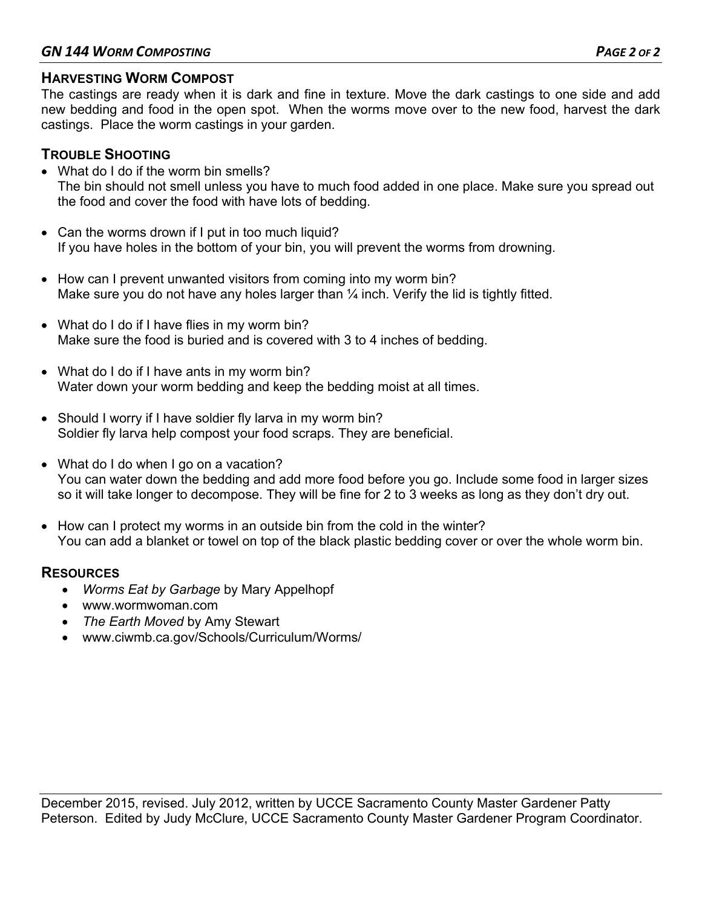## HARVESTING WORM COMPOST

The castings are ready when it is dark and fine in texture. Move the dark castings to one side and add new bedding and food in the open spot. When the worms move over to the new food, harvest the dark castings. Place the worm castings in your garden.

## TROUBLE SHOOTING

- What do I do if the worm bin smells?
  The bin should not smell unless you have to much food added in one place. Make sure you spread out the food and cover the food with have lots of bedding.

- Can the worms drown if I put in too much liquid?
  If you have holes in the bottom of your bin, you will prevent the worms from drowning.

- How can I prevent unwanted visitors from coming into my worm bin?
  Make sure you do not have any holes larger than ¼ inch. Verify the lid is tightly fitted.

- What do I do if I have flies in my worm bin?
  Make sure the food is buried and is covered with 3 to 4 inches of bedding.

- What do I do if I have ants in my worm bin?
  Water down your worm bedding and keep the bedding moist at all times.

- Should I worry if I have soldier fly larva in my worm bin?
  Soldier fly larva help compost your food scraps. They are beneficial.

- What do I do when I go on a vacation?
  You can water down the bedding and add more food before you go. Include some food in larger sizes so it will take longer to decompose. They will be fine for 2 to 3 weeks as long as they don't dry out.

- How can I protect my worms in an outside bin from the cold in the winter?
  You can add a blanket or towel on top of the black plastic bedding cover or over the whole worm bin.

## RESOURCES

- *Worms Eat by Garbage* by Mary Appelhopf
- www.wormwoman.com
- *The Earth Moved* by Amy Stewart
- www.ciwmb.ca.gov/Schools/Curriculum/Worms/

December 2015, revised. July 2012, written by UCCE Sacramento County Master Gardener Patty Peterson. Edited by Judy McClure, UCCE Sacramento County Master Gardener Program Coordinator.